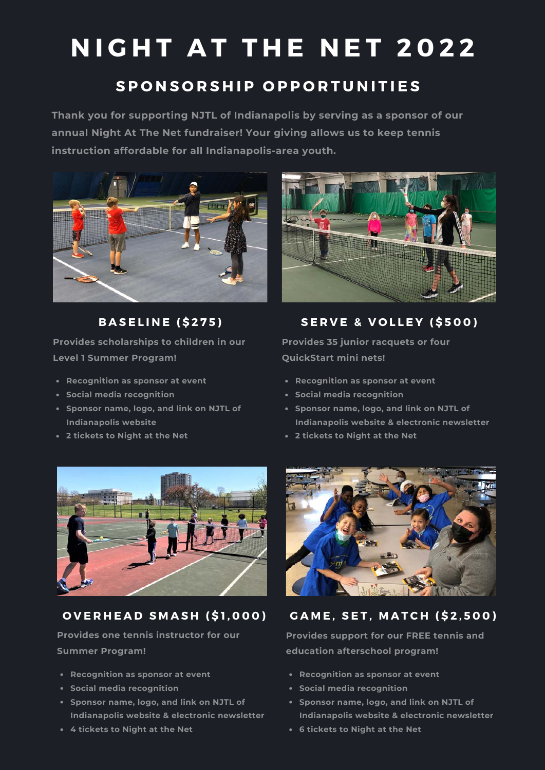# NIGHT AT THE NET 2022

## SPONSORSHIP OPPORTUNITIES

**Thank you for supporting NJTL of Indianapolis by serving as a sponsor of our annual Night At The Net fundraiser! Your giving allows us to keep tennis instruction affordable for all Indianapolis-area youth.**

### BASELINE ($275)

**Provides scholarships to children in our Level 1 Summer Program!**

- Recognition as sponsor at event
- Social media recognition
- Sponsor name, logo, and link on NJTL of Indianapolis website
- 2 tickets to Night at the Net

### SERVE & VOLLEY ($500)

**Provides 35 junior racquets or four QuickStart mini nets!**

- Recognition as sponsor at event
- Social media recognition
- Sponsor name, logo, and link on NJTL of Indianapolis website & electronic newsletter
- 2 tickets to Night at the Net

### OVERHEAD SMASH ($1,000)

**Provides one tennis instructor for our Summer Program!**

- Recognition as sponsor at event
- Social media recognition
- Sponsor name, logo, and link on NJTL of Indianapolis website & electronic newsletter
- 4 tickets to Night at the Net

### GAME, SET, MATCH ($2,500)

**Provides support for our FREE tennis and education afterschool program!**

- Recognition as sponsor at event
- Social media recognition
- Sponsor name, logo, and link on NJTL of Indianapolis website & electronic newsletter
- 6 tickets to Night at the Net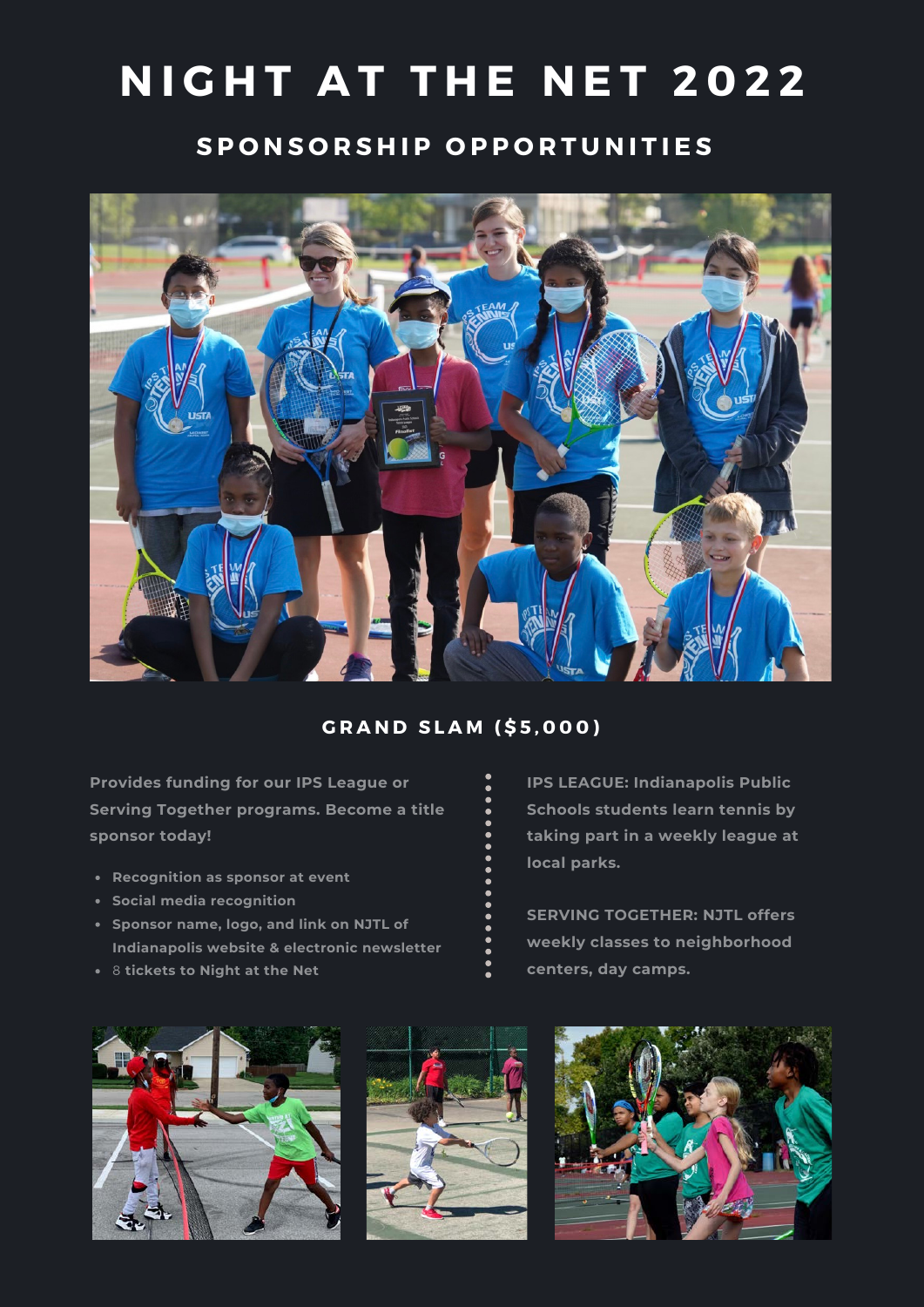# NIGHT AT THE NET 2022

## SPONSORSHIP OPPORTUNITIES

### GRAND SLAM ($5,000)

**Provides funding for our IPS League or Serving Together programs. Become a title sponsor today!**

- **Recognition as sponsor at event**
- **Social media recognition**
- **Sponsor name, logo, and link on NJTL of Indianapolis website & electronic newsletter**
- 8 **tickets to Night at the Net**

**IPS LEAGUE: Indianapolis Public Schools students learn tennis by taking part in a weekly league at local parks.**

**SERVING TOGETHER: NJTL offers weekly classes to neighborhood centers, day camps.**